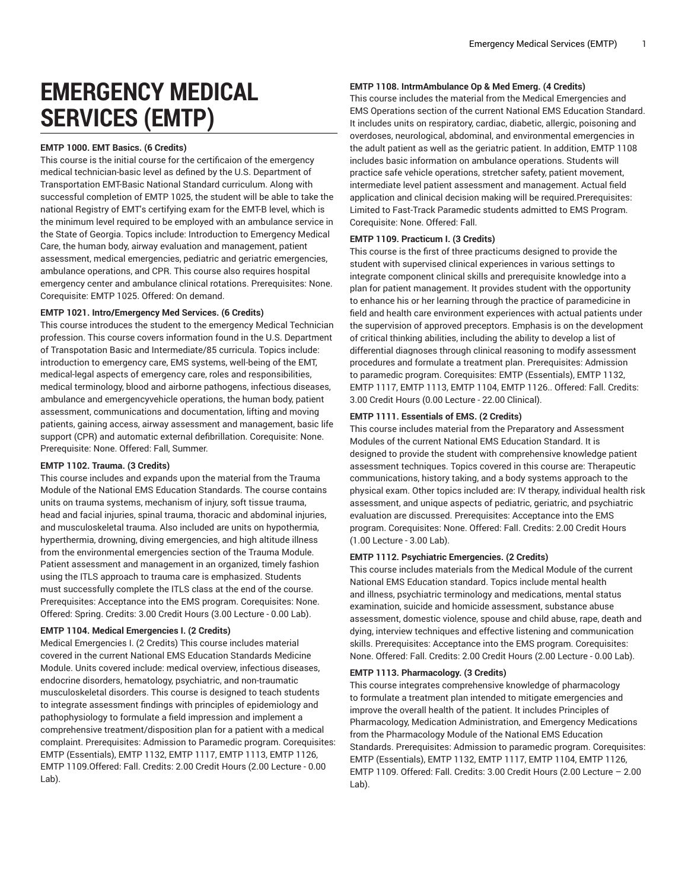# EMERGENCY MEDICAL SERVICES (EMTP)

**EMTP 1000. EMT Basics. (6 Credits)**

This course is the initial course for the certificaion of the emergency medical technician-basic level as defined by the U.S. Department of Transportation EMT-Basic National Standard curriculum. Along with successful completion of EMTP 1025, the student will be able to take the national Registry of EMT's certifying exam for the EMT-B level, which is the minimum level required to be employed with an ambulance service in the State of Georgia. Topics include: Introduction to Emergency Medical Care, the human body, airway evaluation and management, patient assessment, medical emergencies, pediatric and geriatric emergencies, ambulance operations, and CPR. This course also requires hospital emergency center and ambulance clinical rotations. Prerequisites: None. Corequisite: EMTP 1025. Offered: On demand.

**EMTP 1021. Intro/Emergency Med Services. (6 Credits)**

This course introduces the student to the emergency Medical Technician profession. This course covers information found in the U.S. Department of Transpotation Basic and Intermediate/85 curricula. Topics include: introduction to emergency care, EMS systems, well-being of the EMT, medical-legal aspects of emergency care, roles and responsibilities, medical terminology, blood and airborne pathogens, infectious diseases, ambulance and emergencyvehicle operations, the human body, patient assessment, communications and documentation, lifting and moving patients, gaining access, airway assessment and management, basic life support (CPR) and automatic external defibrillation. Corequisite: None. Prerequisite: None. Offered: Fall, Summer.

**EMTP 1102. Trauma. (3 Credits)**

This course includes and expands upon the material from the Trauma Module of the National EMS Education Standards. The course contains units on trauma systems, mechanism of injury, soft tissue trauma, head and facial injuries, spinal trauma, thoracic and abdominal injuries, and musculoskeletal trauma. Also included are units on hypothermia, hyperthermia, drowning, diving emergencies, and high altitude illness from the environmental emergencies section of the Trauma Module. Patient assessment and management in an organized, timely fashion using the ITLS approach to trauma care is emphasized. Students must successfully complete the ITLS class at the end of the course. Prerequisites: Acceptance into the EMS program. Corequisites: None. Offered: Spring. Credits: 3.00 Credit Hours (3.00 Lecture - 0.00 Lab).

**EMTP 1104. Medical Emergencies I. (2 Credits)**

Medical Emergencies I. (2 Credits) This course includes material covered in the current National EMS Education Standards Medicine Module. Units covered include: medical overview, infectious diseases, endocrine disorders, hematology, psychiatric, and non-traumatic musculoskeletal disorders. This course is designed to teach students to integrate assessment findings with principles of epidemiology and pathophysiology to formulate a field impression and implement a comprehensive treatment/disposition plan for a patient with a medical complaint. Prerequisites: Admission to Paramedic program. Corequisites: EMTP (Essentials), EMTP 1132, EMTP 1117, EMTP 1113, EMTP 1126, EMTP 1109.Offered: Fall. Credits: 2.00 Credit Hours (2.00 Lecture - 0.00 Lab).

**EMTP 1108. IntrmAmbulance Op & Med Emerg. (4 Credits)**

This course includes the material from the Medical Emergencies and EMS Operations section of the current National EMS Education Standard. It includes units on respiratory, cardiac, diabetic, allergic, poisoning and overdoses, neurological, abdominal, and environmental emergencies in the adult patient as well as the geriatric patient. In addition, EMTP 1108 includes basic information on ambulance operations. Students will practice safe vehicle operations, stretcher safety, patient movement, intermediate level patient assessment and management. Actual field application and clinical decision making will be required.Prerequisites: Limited to Fast-Track Paramedic students admitted to EMS Program. Corequisite: None. Offered: Fall.

**EMTP 1109. Practicum I. (3 Credits)**

This course is the first of three practicums designed to provide the student with supervised clinical experiences in various settings to integrate component clinical skills and prerequisite knowledge into a plan for patient management. It provides student with the opportunity to enhance his or her learning through the practice of paramedicine in field and health care environment experiences with actual patients under the supervision of approved preceptors. Emphasis is on the development of critical thinking abilities, including the ability to develop a list of differential diagnoses through clinical reasoning to modify assessment procedures and formulate a treatment plan. Prerequisites: Admission to paramedic program. Corequisites: EMTP (Essentials), EMTP 1132, EMTP 1117, EMTP 1113, EMTP 1104, EMTP 1126.. Offered: Fall. Credits: 3.00 Credit Hours (0.00 Lecture - 22.00 Clinical).

**EMTP 1111. Essentials of EMS. (2 Credits)**

This course includes material from the Preparatory and Assessment Modules of the current National EMS Education Standard. It is designed to provide the student with comprehensive knowledge patient assessment techniques. Topics covered in this course are: Therapeutic communications, history taking, and a body systems approach to the physical exam. Other topics included are: IV therapy, individual health risk assessment, and unique aspects of pediatric, geriatric, and psychiatric evaluation are discussed. Prerequisites: Acceptance into the EMS program. Corequisites: None. Offered: Fall. Credits: 2.00 Credit Hours (1.00 Lecture - 3.00 Lab).

**EMTP 1112. Psychiatric Emergencies. (2 Credits)**

This course includes materials from the Medical Module of the current National EMS Education standard. Topics include mental health and illness, psychiatric terminology and medications, mental status examination, suicide and homicide assessment, substance abuse assessment, domestic violence, spouse and child abuse, rape, death and dying, interview techniques and effective listening and communication skills. Prerequisites: Acceptance into the EMS program. Corequisites: None. Offered: Fall. Credits: 2.00 Credit Hours (2.00 Lecture - 0.00 Lab).

**EMTP 1113. Pharmacology. (3 Credits)**

This course integrates comprehensive knowledge of pharmacology to formulate a treatment plan intended to mitigate emergencies and improve the overall health of the patient. It includes Principles of Pharmacology, Medication Administration, and Emergency Medications from the Pharmacology Module of the National EMS Education Standards. Prerequisites: Admission to paramedic program. Corequisites: EMTP (Essentials), EMTP 1132, EMTP 1117, EMTP 1104, EMTP 1126, EMTP 1109. Offered: Fall. Credits: 3.00 Credit Hours (2.00 Lecture – 2.00 Lab).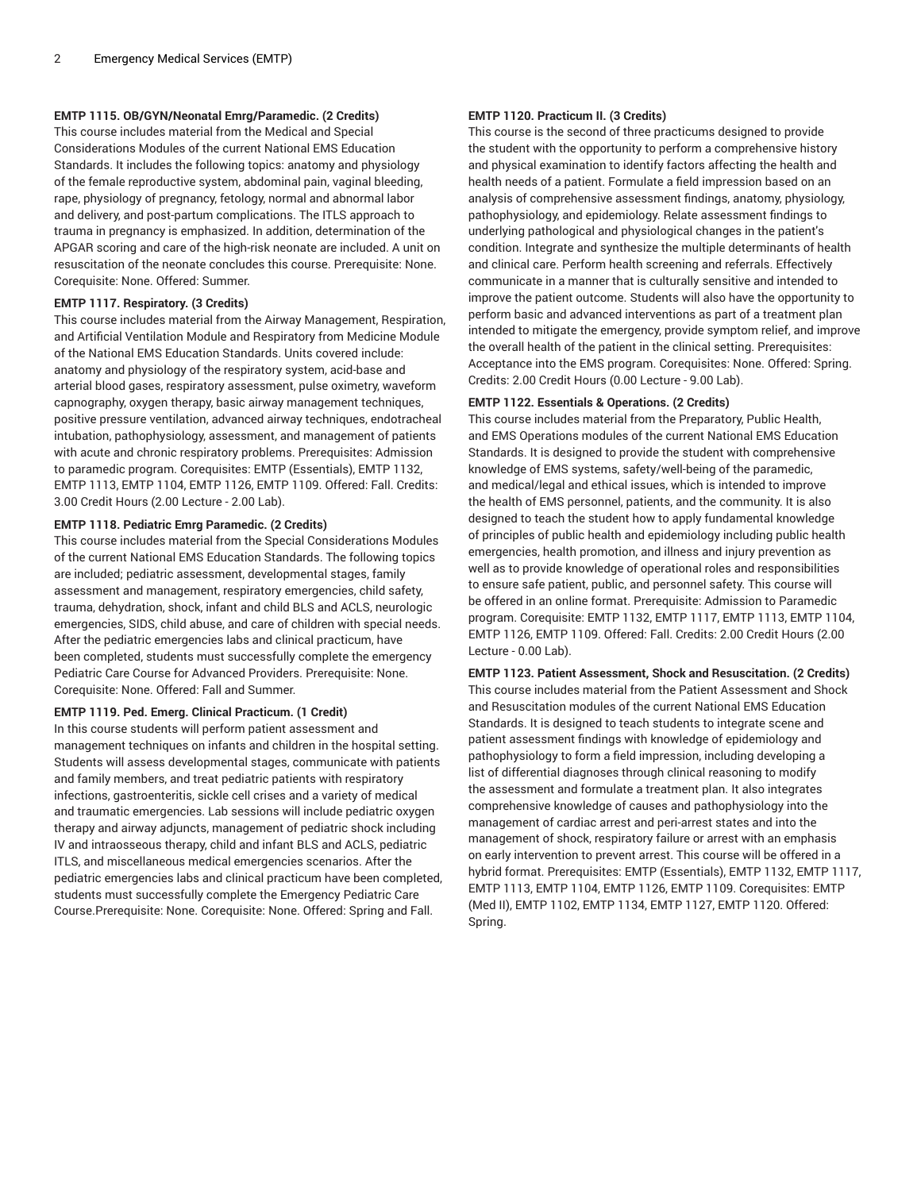**EMTP 1115. OB/GYN/Neonatal Emrg/Paramedic. (2 Credits)**
This course includes material from the Medical and Special Considerations Modules of the current National EMS Education Standards. It includes the following topics: anatomy and physiology of the female reproductive system, abdominal pain, vaginal bleeding, rape, physiology of pregnancy, fetology, normal and abnormal labor and delivery, and post-partum complications. The ITLS approach to trauma in pregnancy is emphasized. In addition, determination of the APGAR scoring and care of the high-risk neonate are included. A unit on resuscitation of the neonate concludes this course. Prerequisite: None. Corequisite: None. Offered: Summer.

**EMTP 1117. Respiratory. (3 Credits)**
This course includes material from the Airway Management, Respiration, and Artificial Ventilation Module and Respiratory from Medicine Module of the National EMS Education Standards. Units covered include: anatomy and physiology of the respiratory system, acid-base and arterial blood gases, respiratory assessment, pulse oximetry, waveform capnography, oxygen therapy, basic airway management techniques, positive pressure ventilation, advanced airway techniques, endotracheal intubation, pathophysiology, assessment, and management of patients with acute and chronic respiratory problems. Prerequisites: Admission to paramedic program. Corequisites: EMTP (Essentials), EMTP 1132, EMTP 1113, EMTP 1104, EMTP 1126, EMTP 1109. Offered: Fall. Credits: 3.00 Credit Hours (2.00 Lecture - 2.00 Lab).

**EMTP 1118. Pediatric Emrg Paramedic. (2 Credits)**
This course includes material from the Special Considerations Modules of the current National EMS Education Standards. The following topics are included; pediatric assessment, developmental stages, family assessment and management, respiratory emergencies, child safety, trauma, dehydration, shock, infant and child BLS and ACLS, neurologic emergencies, SIDS, child abuse, and care of children with special needs. After the pediatric emergencies labs and clinical practicum, have been completed, students must successfully complete the emergency Pediatric Care Course for Advanced Providers. Prerequisite: None. Corequisite: None. Offered: Fall and Summer.

**EMTP 1119. Ped. Emerg. Clinical Practicum. (1 Credit)**
In this course students will perform patient assessment and management techniques on infants and children in the hospital setting. Students will assess developmental stages, communicate with patients and family members, and treat pediatric patients with respiratory infections, gastroenteritis, sickle cell crises and a variety of medical and traumatic emergencies. Lab sessions will include pediatric oxygen therapy and airway adjuncts, management of pediatric shock including IV and intraosseous therapy, child and infant BLS and ACLS, pediatric ITLS, and miscellaneous medical emergencies scenarios. After the pediatric emergencies labs and clinical practicum have been completed, students must successfully complete the Emergency Pediatric Care Course.Prerequisite: None. Corequisite: None. Offered: Spring and Fall.

**EMTP 1120. Practicum II. (3 Credits)**
This course is the second of three practicums designed to provide the student with the opportunity to perform a comprehensive history and physical examination to identify factors affecting the health and health needs of a patient. Formulate a field impression based on an analysis of comprehensive assessment findings, anatomy, physiology, pathophysiology, and epidemiology. Relate assessment findings to underlying pathological and physiological changes in the patient's condition. Integrate and synthesize the multiple determinants of health and clinical care. Perform health screening and referrals. Effectively communicate in a manner that is culturally sensitive and intended to improve the patient outcome. Students will also have the opportunity to perform basic and advanced interventions as part of a treatment plan intended to mitigate the emergency, provide symptom relief, and improve the overall health of the patient in the clinical setting. Prerequisites: Acceptance into the EMS program. Corequisites: None. Offered: Spring. Credits: 2.00 Credit Hours (0.00 Lecture - 9.00 Lab).

**EMTP 1122. Essentials & Operations. (2 Credits)**
This course includes material from the Preparatory, Public Health, and EMS Operations modules of the current National EMS Education Standards. It is designed to provide the student with comprehensive knowledge of EMS systems, safety/well-being of the paramedic, and medical/legal and ethical issues, which is intended to improve the health of EMS personnel, patients, and the community. It is also designed to teach the student how to apply fundamental knowledge of principles of public health and epidemiology including public health emergencies, health promotion, and illness and injury prevention as well as to provide knowledge of operational roles and responsibilities to ensure safe patient, public, and personnel safety. This course will be offered in an online format. Prerequisite: Admission to Paramedic program. Corequisite: EMTP 1132, EMTP 1117, EMTP 1113, EMTP 1104, EMTP 1126, EMTP 1109. Offered: Fall. Credits: 2.00 Credit Hours (2.00 Lecture - 0.00 Lab).

**EMTP 1123. Patient Assessment, Shock and Resuscitation. (2 Credits)**
This course includes material from the Patient Assessment and Shock and Resuscitation modules of the current National EMS Education Standards. It is designed to teach students to integrate scene and patient assessment findings with knowledge of epidemiology and pathophysiology to form a field impression, including developing a list of differential diagnoses through clinical reasoning to modify the assessment and formulate a treatment plan. It also integrates comprehensive knowledge of causes and pathophysiology into the management of cardiac arrest and peri-arrest states and into the management of shock, respiratory failure or arrest with an emphasis on early intervention to prevent arrest. This course will be offered in a hybrid format. Prerequisites: EMTP (Essentials), EMTP 1132, EMTP 1117, EMTP 1113, EMTP 1104, EMTP 1126, EMTP 1109. Corequisites: EMTP (Med II), EMTP 1102, EMTP 1134, EMTP 1127, EMTP 1120. Offered: Spring.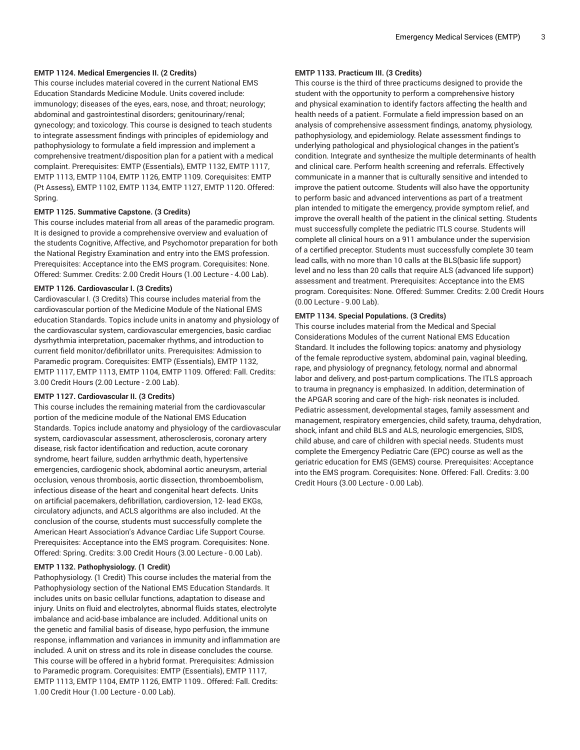**EMTP 1124. Medical Emergencies II. (2 Credits)**

This course includes material covered in the current National EMS Education Standards Medicine Module. Units covered include: immunology; diseases of the eyes, ears, nose, and throat; neurology; abdominal and gastrointestinal disorders; genitourinary/renal; gynecology; and toxicology. This course is designed to teach students to integrate assessment findings with principles of epidemiology and pathophysiology to formulate a field impression and implement a comprehensive treatment/disposition plan for a patient with a medical complaint. Prerequisites: EMTP (Essentials), EMTP 1132, EMTP 1117, EMTP 1113, EMTP 1104, EMTP 1126, EMTP 1109. Corequisites: EMTP (Pt Assess), EMTP 1102, EMTP 1134, EMTP 1127, EMTP 1120. Offered: Spring.

**EMTP 1125. Summative Capstone. (3 Credits)**

This course includes material from all areas of the paramedic program. It is designed to provide a comprehensive overview and evaluation of the students Cognitive, Affective, and Psychomotor preparation for both the National Registry Examination and entry into the EMS profession. Prerequisites: Acceptance into the EMS program. Corequisites: None. Offered: Summer. Credits: 2.00 Credit Hours (1.00 Lecture - 4.00 Lab).

**EMTP 1126. Cardiovascular I. (3 Credits)**

Cardiovascular I. (3 Credits) This course includes material from the cardiovascular portion of the Medicine Module of the National EMS education Standards. Topics include units in anatomy and physiology of the cardiovascular system, cardiovascular emergencies, basic cardiac dysrhythmia interpretation, pacemaker rhythms, and introduction to current field monitor/defibrillator units. Prerequisites: Admission to Paramedic program. Corequisites: EMTP (Essentials), EMTP 1132, EMTP 1117, EMTP 1113, EMTP 1104, EMTP 1109. Offered: Fall. Credits: 3.00 Credit Hours (2.00 Lecture - 2.00 Lab).

**EMTP 1127. Cardiovascular II. (3 Credits)**

This course includes the remaining material from the cardiovascular portion of the medicine module of the National EMS Education Standards. Topics include anatomy and physiology of the cardiovascular system, cardiovascular assessment, atherosclerosis, coronary artery disease, risk factor identification and reduction, acute coronary syndrome, heart failure, sudden arrhythmic death, hypertensive emergencies, cardiogenic shock, abdominal aortic aneurysm, arterial occlusion, venous thrombosis, aortic dissection, thromboembolism, infectious disease of the heart and congenital heart defects. Units on artificial pacemakers, defibrillation, cardioversion, 12- lead EKGs, circulatory adjuncts, and ACLS algorithms are also included. At the conclusion of the course, students must successfully complete the American Heart Association's Advance Cardiac Life Support Course. Prerequisites: Acceptance into the EMS program. Corequisites: None. Offered: Spring. Credits: 3.00 Credit Hours (3.00 Lecture - 0.00 Lab).

**EMTP 1132. Pathophysiology. (1 Credit)**

Pathophysiology. (1 Credit) This course includes the material from the Pathophysiology section of the National EMS Education Standards. It includes units on basic cellular functions, adaptation to disease and injury. Units on fluid and electrolytes, abnormal fluids states, electrolyte imbalance and acid-base imbalance are included. Additional units on the genetic and familial basis of disease, hypo perfusion, the immune response, inflammation and variances in immunity and inflammation are included. A unit on stress and its role in disease concludes the course. This course will be offered in a hybrid format. Prerequisites: Admission to Paramedic program. Corequisites: EMTP (Essentials), EMTP 1117, EMTP 1113, EMTP 1104, EMTP 1126, EMTP 1109.. Offered: Fall. Credits: 1.00 Credit Hour (1.00 Lecture - 0.00 Lab).

**EMTP 1133. Practicum III. (3 Credits)**

This course is the third of three practicums designed to provide the student with the opportunity to perform a comprehensive history and physical examination to identify factors affecting the health and health needs of a patient. Formulate a field impression based on an analysis of comprehensive assessment findings, anatomy, physiology, pathophysiology, and epidemiology. Relate assessment findings to underlying pathological and physiological changes in the patient's condition. Integrate and synthesize the multiple determinants of health and clinical care. Perform health screening and referrals. Effectively communicate in a manner that is culturally sensitive and intended to improve the patient outcome. Students will also have the opportunity to perform basic and advanced interventions as part of a treatment plan intended to mitigate the emergency, provide symptom relief, and improve the overall health of the patient in the clinical setting. Students must successfully complete the pediatric ITLS course. Students will complete all clinical hours on a 911 ambulance under the supervision of a certified preceptor. Students must successfully complete 30 team lead calls, with no more than 10 calls at the BLS(basic life support) level and no less than 20 calls that require ALS (advanced life support) assessment and treatment. Prerequisites: Acceptance into the EMS program. Corequisites: None. Offered: Summer. Credits: 2.00 Credit Hours (0.00 Lecture - 9.00 Lab).

**EMTP 1134. Special Populations. (3 Credits)**

This course includes material from the Medical and Special Considerations Modules of the current National EMS Education Standard. It includes the following topics: anatomy and physiology of the female reproductive system, abdominal pain, vaginal bleeding, rape, and physiology of pregnancy, fetology, normal and abnormal labor and delivery, and post-partum complications. The ITLS approach to trauma in pregnancy is emphasized. In addition, determination of the APGAR scoring and care of the high- risk neonates is included. Pediatric assessment, developmental stages, family assessment and management, respiratory emergencies, child safety, trauma, dehydration, shock, infant and child BLS and ALS, neurologic emergencies, SIDS, child abuse, and care of children with special needs. Students must complete the Emergency Pediatric Care (EPC) course as well as the geriatric education for EMS (GEMS) course. Prerequisites: Acceptance into the EMS program. Corequisites: None. Offered: Fall. Credits: 3.00 Credit Hours (3.00 Lecture - 0.00 Lab).